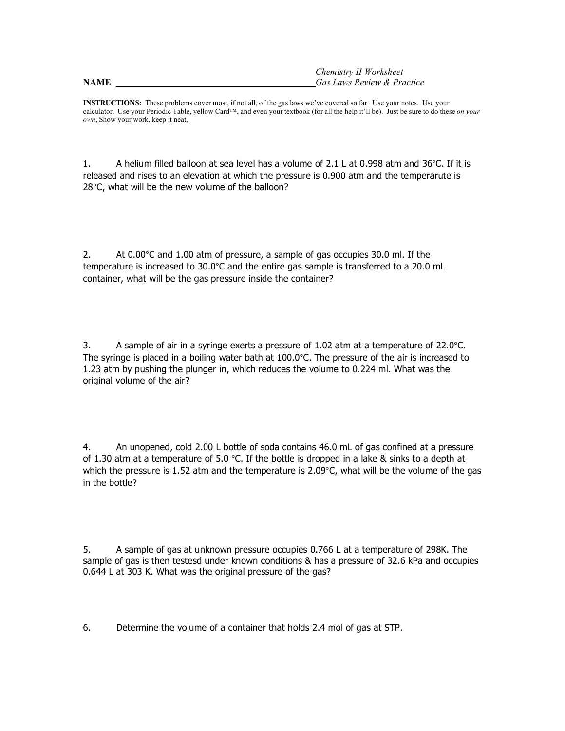*Chemistry II Worksheet*
*Gas Laws Review & Practice*

**NAME** ______________________________________________

**INSTRUCTIONS:** These problems cover most, if not all, of the gas laws we've covered so far. Use your notes. Use your calculator. Use your Periodic Table, yellow Card™, and even your textbook (for all the help it'll be). Just be sure to do these *on your own*, Show your work, keep it neat,

1. A helium filled balloon at sea level has a volume of 2.1 L at 0.998 atm and 36°C. If it is released and rises to an elevation at which the pressure is 0.900 atm and the temperarute is 28°C, what will be the new volume of the balloon?

2. At 0.00°C and 1.00 atm of pressure, a sample of gas occupies 30.0 ml. If the temperature is increased to 30.0°C and the entire gas sample is transferred to a 20.0 mL container, what will be the gas pressure inside the container?

3. A sample of air in a syringe exerts a pressure of 1.02 atm at a temperature of 22.0°C. The syringe is placed in a boiling water bath at 100.0°C. The pressure of the air is increased to 1.23 atm by pushing the plunger in, which reduces the volume to 0.224 ml. What was the original volume of the air?

4. An unopened, cold 2.00 L bottle of soda contains 46.0 mL of gas confined at a pressure of 1.30 atm at a temperature of 5.0 °C. If the bottle is dropped in a lake & sinks to a depth at which the pressure is 1.52 atm and the temperature is 2.09°C, what will be the volume of the gas in the bottle?

5. A sample of gas at unknown pressure occupies 0.766 L at a temperature of 298K. The sample of gas is then testesd under known conditions & has a pressure of 32.6 kPa and occupies 0.644 L at 303 K. What was the original pressure of the gas?

6. Determine the volume of a container that holds 2.4 mol of gas at STP.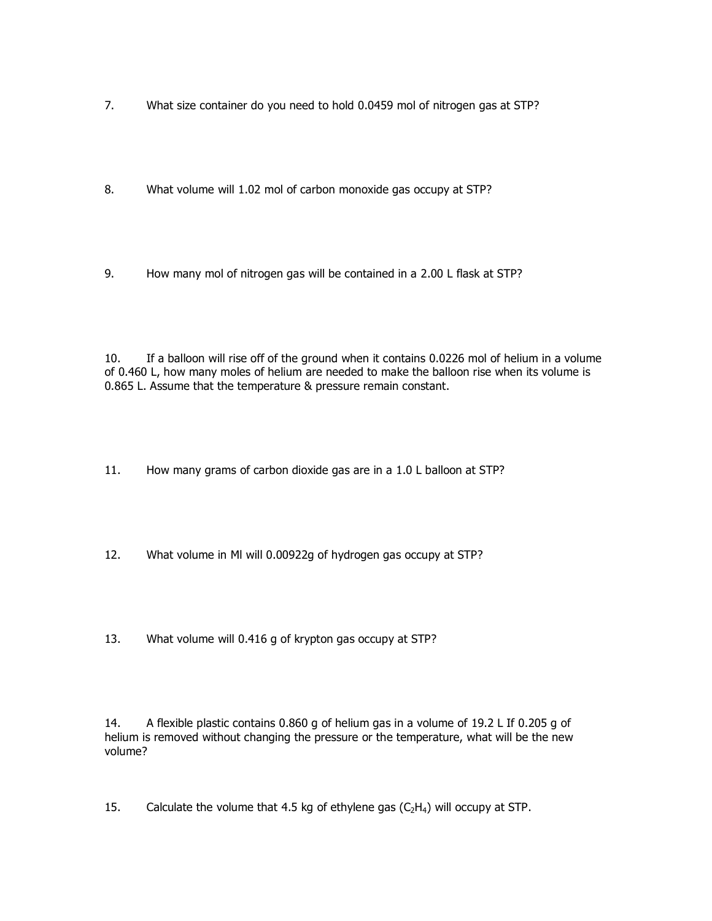7. What size container do you need to hold 0.0459 mol of nitrogen gas at STP?

8. What volume will 1.02 mol of carbon monoxide gas occupy at STP?

9. How many mol of nitrogen gas will be contained in a 2.00 L flask at STP?

10. If a balloon will rise off of the ground when it contains 0.0226 mol of helium in a volume of 0.460 L, how many moles of helium are needed to make the balloon rise when its volume is 0.865 L. Assume that the temperature & pressure remain constant.

11. How many grams of carbon dioxide gas are in a 1.0 L balloon at STP?

12. What volume in Ml will 0.00922g of hydrogen gas occupy at STP?

13. What volume will 0.416 g of krypton gas occupy at STP?

14. A flexible plastic contains 0.860 g of helium gas in a volume of 19.2 L If 0.205 g of helium is removed without changing the pressure or the temperature, what will be the new volume?

15. Calculate the volume that 4.5 kg of ethylene gas ($C_2H_4$) will occupy at STP.